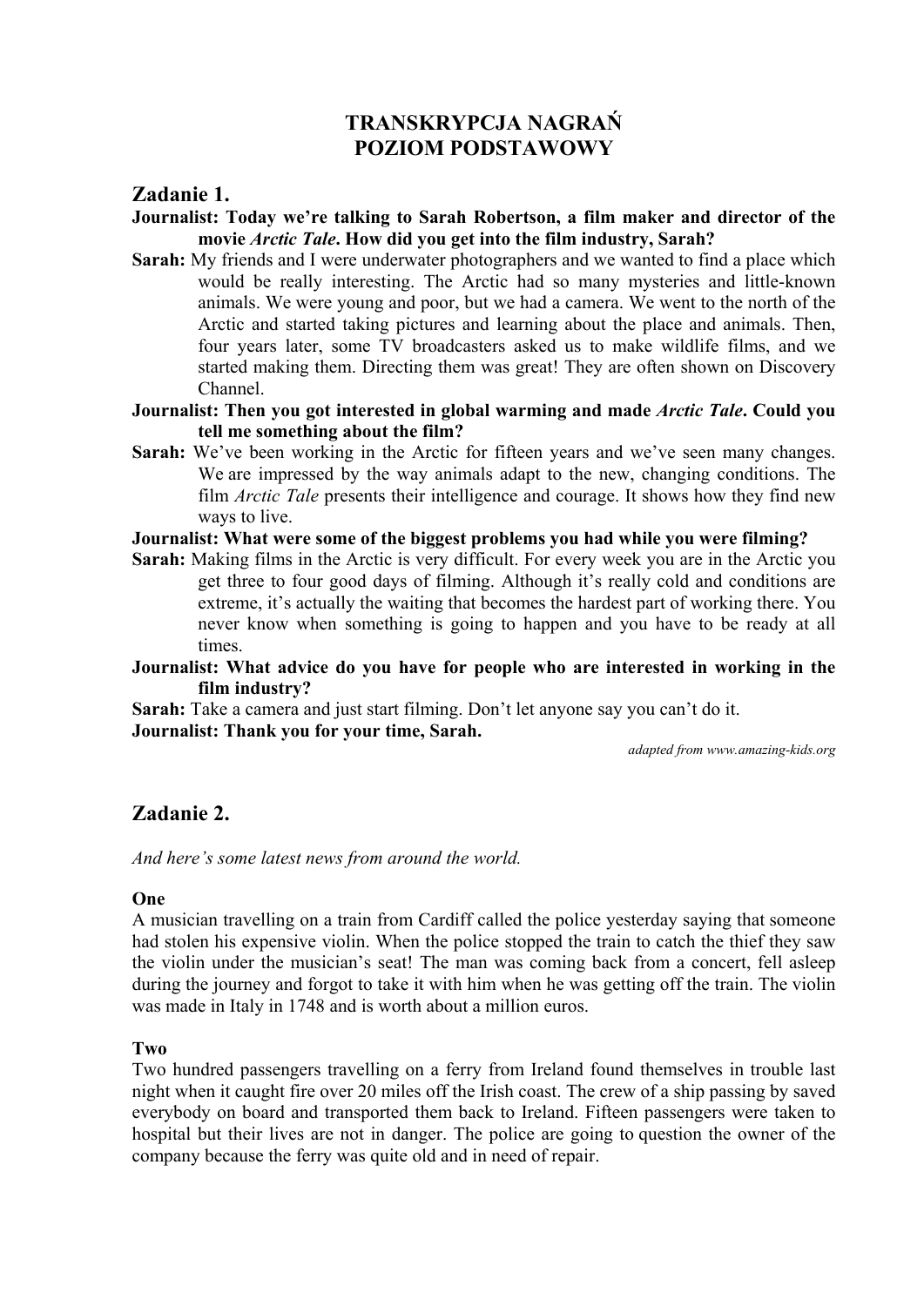# TRANSKRYPCJA NAGRAŃ
# POZIOM PODSTAWOWY

## Zadanie 1.

**Journalist: Today we're talking to Sarah Robertson, a film maker and director of the movie *Arctic Tale*. How did you get into the film industry, Sarah?**

**Sarah:** My friends and I were underwater photographers and we wanted to find a place which would be really interesting. The Arctic had so many mysteries and little-known animals. We were young and poor, but we had a camera. We went to the north of the Arctic and started taking pictures and learning about the place and animals. Then, four years later, some TV broadcasters asked us to make wildlife films, and we started making them. Directing them was great! They are often shown on Discovery Channel.

**Journalist: Then you got interested in global warming and made *Arctic Tale*. Could you tell me something about the film?**

**Sarah:** We've been working in the Arctic for fifteen years and we've seen many changes. We are impressed by the way animals adapt to the new, changing conditions. The film *Arctic Tale* presents their intelligence and courage. It shows how they find new ways to live.

**Journalist: What were some of the biggest problems you had while you were filming?**

**Sarah:** Making films in the Arctic is very difficult. For every week you are in the Arctic you get three to four good days of filming. Although it's really cold and conditions are extreme, it's actually the waiting that becomes the hardest part of working there. You never know when something is going to happen and you have to be ready at all times.

**Journalist: What advice do you have for people who are interested in working in the film industry?**

**Sarah:** Take a camera and just start filming. Don't let anyone say you can't do it.

**Journalist: Thank you for your time, Sarah.**

*adapted from www.amazing-kids.org*

## Zadanie 2.

*And here's some latest news from around the world.*

**One**

A musician travelling on a train from Cardiff called the police yesterday saying that someone had stolen his expensive violin. When the police stopped the train to catch the thief they saw the violin under the musician's seat! The man was coming back from a concert, fell asleep during the journey and forgot to take it with him when he was getting off the train. The violin was made in Italy in 1748 and is worth about a million euros.

**Two**

Two hundred passengers travelling on a ferry from Ireland found themselves in trouble last night when it caught fire over 20 miles off the Irish coast. The crew of a ship passing by saved everybody on board and transported them back to Ireland. Fifteen passengers were taken to hospital but their lives are not in danger. The police are going to question the owner of the company because the ferry was quite old and in need of repair.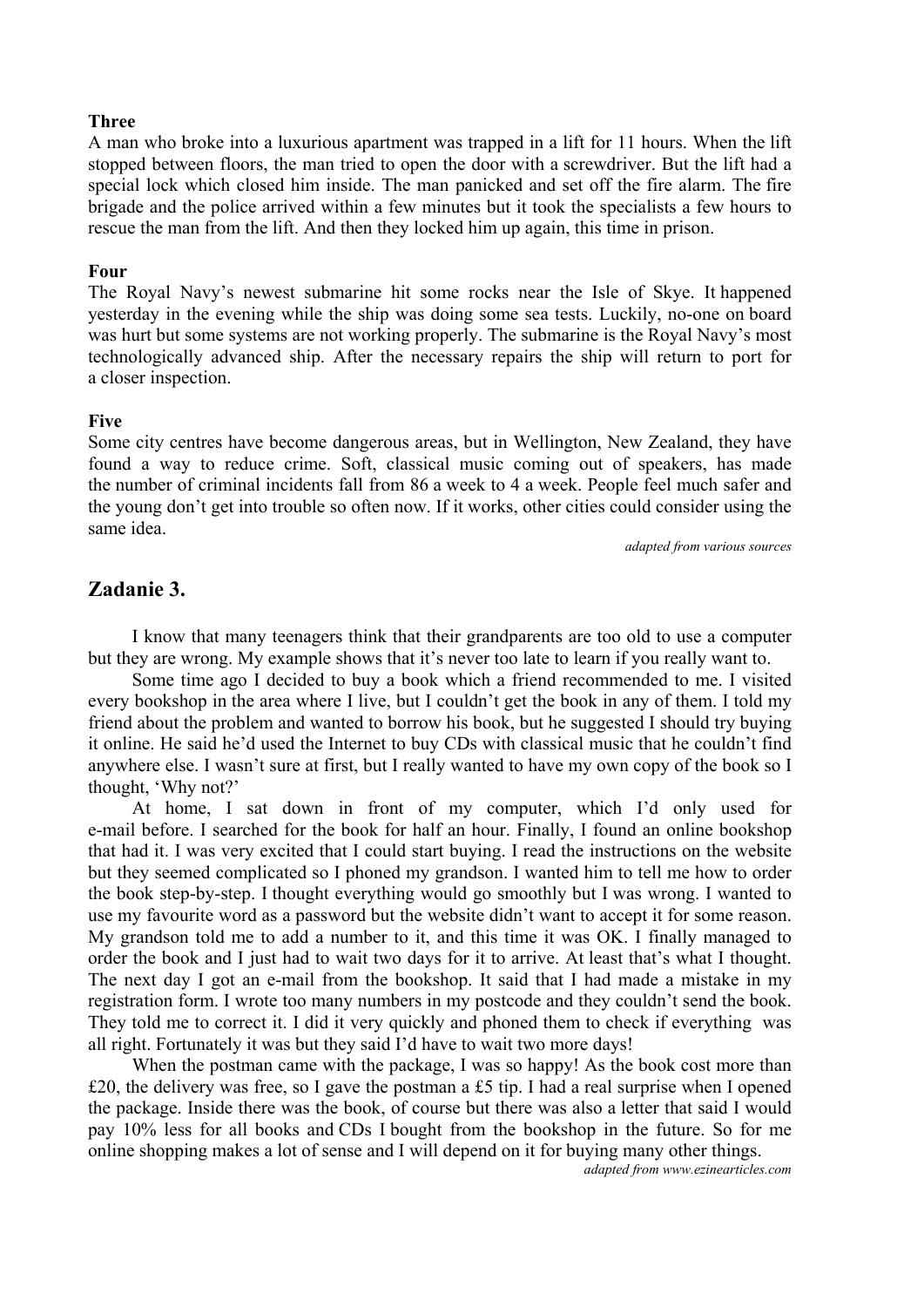**Three**

A man who broke into a luxurious apartment was trapped in a lift for 11 hours. When the lift stopped between floors, the man tried to open the door with a screwdriver. But the lift had a special lock which closed him inside. The man panicked and set off the fire alarm. The fire brigade and the police arrived within a few minutes but it took the specialists a few hours to rescue the man from the lift. And then they locked him up again, this time in prison.

**Four**

The Royal Navy's newest submarine hit some rocks near the Isle of Skye. It happened yesterday in the evening while the ship was doing some sea tests. Luckily, no-one on board was hurt but some systems are not working properly. The submarine is the Royal Navy's most technologically advanced ship. After the necessary repairs the ship will return to port for a closer inspection.

**Five**

Some city centres have become dangerous areas, but in Wellington, New Zealand, they have found a way to reduce crime. Soft, classical music coming out of speakers, has made the number of criminal incidents fall from 86 a week to 4 a week. People feel much safer and the young don't get into trouble so often now. If it works, other cities could consider using the same idea.

*adapted from various sources*

## Zadanie 3.

I know that many teenagers think that their grandparents are too old to use a computer but they are wrong. My example shows that it's never too late to learn if you really want to.

Some time ago I decided to buy a book which a friend recommended to me. I visited every bookshop in the area where I live, but I couldn't get the book in any of them. I told my friend about the problem and wanted to borrow his book, but he suggested I should try buying it online. He said he'd used the Internet to buy CDs with classical music that he couldn't find anywhere else. I wasn't sure at first, but I really wanted to have my own copy of the book so I thought, 'Why not?'

At home, I sat down in front of my computer, which I'd only used for e-mail before. I searched for the book for half an hour. Finally, I found an online bookshop that had it. I was very excited that I could start buying. I read the instructions on the website but they seemed complicated so I phoned my grandson. I wanted him to tell me how to order the book step-by-step. I thought everything would go smoothly but I was wrong. I wanted to use my favourite word as a password but the website didn't want to accept it for some reason. My grandson told me to add a number to it, and this time it was OK. I finally managed to order the book and I just had to wait two days for it to arrive. At least that's what I thought. The next day I got an e-mail from the bookshop. It said that I had made a mistake in my registration form. I wrote too many numbers in my postcode and they couldn't send the book. They told me to correct it. I did it very quickly and phoned them to check if everything was all right. Fortunately it was but they said I'd have to wait two more days!

When the postman came with the package, I was so happy! As the book cost more than £20, the delivery was free, so I gave the postman a £5 tip. I had a real surprise when I opened the package. Inside there was the book, of course but there was also a letter that said I would pay 10% less for all books and CDs I bought from the bookshop in the future. So for me online shopping makes a lot of sense and I will depend on it for buying many other things.

*adapted from www.ezinearticles.com*